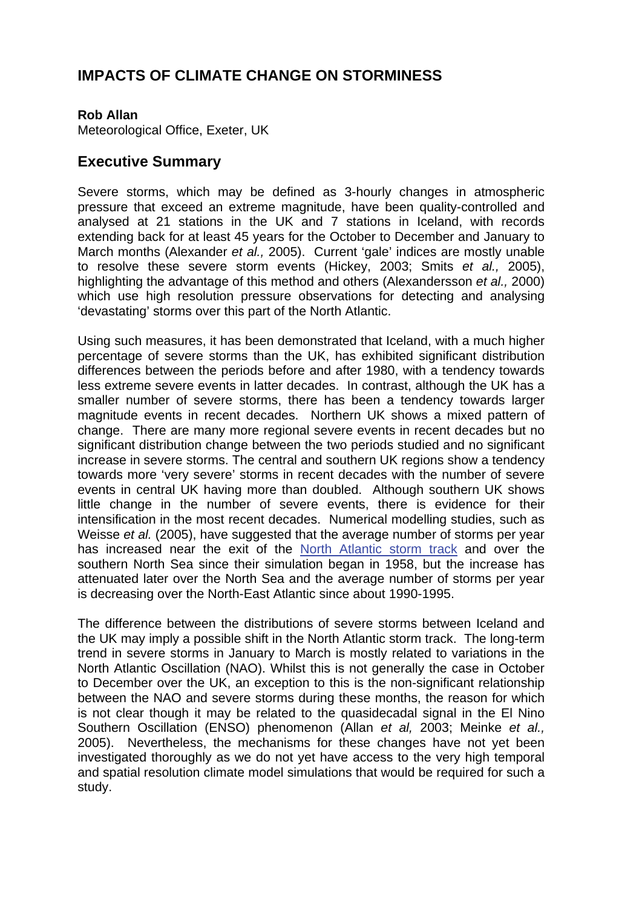# IMPACTS OF CLIMATE CHANGE ON STORMINESS

**Rob Allan**
Meteorological Office, Exeter, UK

## Executive Summary

Severe storms, which may be defined as 3-hourly changes in atmospheric pressure that exceed an extreme magnitude, have been quality-controlled and analysed at 21 stations in the UK and 7 stations in Iceland, with records extending back for at least 45 years for the October to December and January to March months (Alexander *et al.,* 2005). Current 'gale' indices are mostly unable to resolve these severe storm events (Hickey, 2003; Smits *et al.,* 2005), highlighting the advantage of this method and others (Alexandersson *et al.,* 2000) which use high resolution pressure observations for detecting and analysing 'devastating' storms over this part of the North Atlantic.

Using such measures, it has been demonstrated that Iceland, with a much higher percentage of severe storms than the UK, has exhibited significant distribution differences between the periods before and after 1980, with a tendency towards less extreme severe events in latter decades. In contrast, although the UK has a smaller number of severe storms, there has been a tendency towards larger magnitude events in recent decades. Northern UK shows a mixed pattern of change. There are many more regional severe events in recent decades but no significant distribution change between the two periods studied and no significant increase in severe storms. The central and southern UK regions show a tendency towards more 'very severe' storms in recent decades with the number of severe events in central UK having more than doubled. Although southern UK shows little change in the number of severe events, there is evidence for their intensification in the most recent decades. Numerical modelling studies, such as Weisse *et al.* (2005), have suggested that the average number of storms per year has increased near the exit of the North Atlantic storm track and over the southern North Sea since their simulation began in 1958, but the increase has attenuated later over the North Sea and the average number of storms per year is decreasing over the North-East Atlantic since about 1990-1995.

The difference between the distributions of severe storms between Iceland and the UK may imply a possible shift in the North Atlantic storm track. The long-term trend in severe storms in January to March is mostly related to variations in the North Atlantic Oscillation (NAO). Whilst this is not generally the case in October to December over the UK, an exception to this is the non-significant relationship between the NAO and severe storms during these months, the reason for which is not clear though it may be related to the quasidecadal signal in the El Nino Southern Oscillation (ENSO) phenomenon (Allan *et al,* 2003; Meinke *et al.,* 2005). Nevertheless, the mechanisms for these changes have not yet been investigated thoroughly as we do not yet have access to the very high temporal and spatial resolution climate model simulations that would be required for such a study.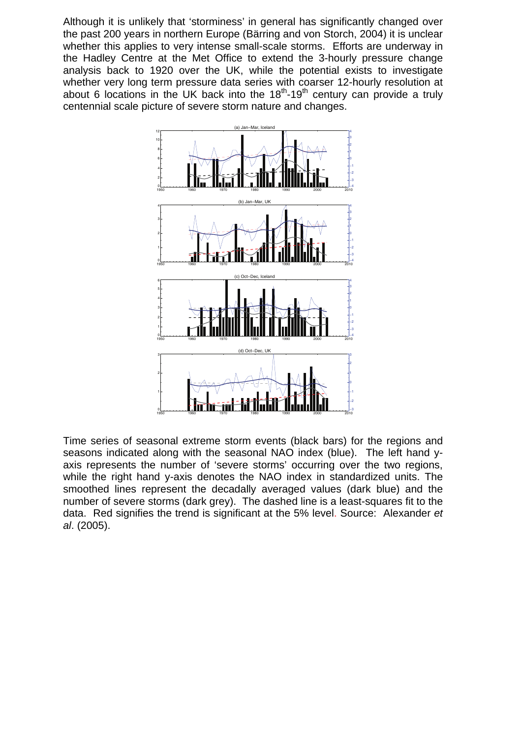Although it is unlikely that 'storminess' in general has significantly changed over the past 200 years in northern Europe (Bärring and von Storch, 2004) it is unclear whether this applies to very intense small-scale storms. Efforts are underway in the Hadley Centre at the Met Office to extend the 3-hourly pressure change analysis back to 1920 over the UK, while the potential exists to investigate whether very long term pressure data series with coarser 12-hourly resolution at about 6 locations in the UK back into the $18^{th}$-$19^{th}$ century can provide a truly centennial scale picture of severe storm nature and changes.

Time series of seasonal extreme storm events (black bars) for the regions and seasons indicated along with the seasonal NAO index (blue). The left hand y-axis represents the number of 'severe storms' occurring over the two regions, while the right hand y-axis denotes the NAO index in standardized units. The smoothed lines represent the decadally averaged values (dark blue) and the number of severe storms (dark grey). The dashed line is a least-squares fit to the data. Red signifies the trend is significant at the 5% level. Source: Alexander *et al*. (2005).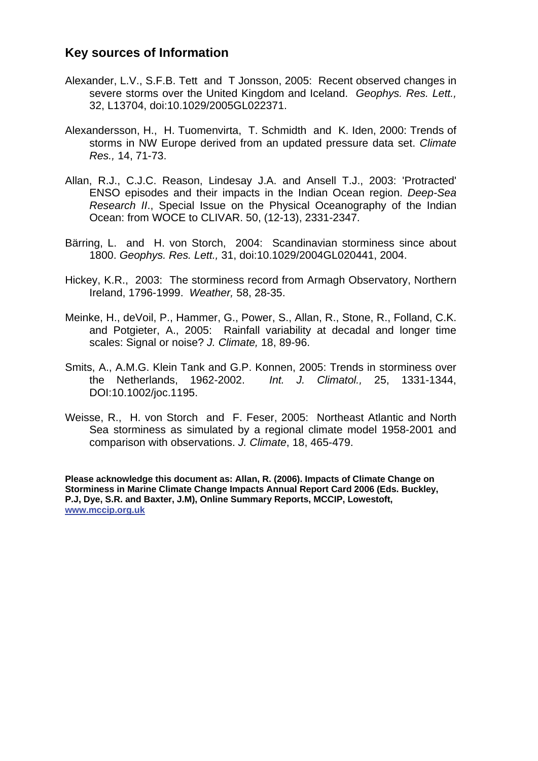## Key sources of Information

Alexander, L.V., S.F.B. Tett and T Jonsson, 2005: Recent observed changes in severe storms over the United Kingdom and Iceland. *Geophys. Res. Lett.,* 32, L13704, doi:10.1029/2005GL022371.

Alexandersson, H., H. Tuomenvirta, T. Schmidth and K. Iden, 2000: Trends of storms in NW Europe derived from an updated pressure data set. *Climate Res.,* 14, 71-73.

Allan, R.J., C.J.C. Reason, Lindesay J.A. and Ansell T.J., 2003: 'Protracted' ENSO episodes and their impacts in the Indian Ocean region. *Deep-Sea Research II*., Special Issue on the Physical Oceanography of the Indian Ocean: from WOCE to CLIVAR. 50, (12-13), 2331-2347.

Bärring, L. and H. von Storch, 2004: Scandinavian storminess since about 1800. *Geophys. Res. Lett.,* 31, doi:10.1029/2004GL020441, 2004.

Hickey, K.R., 2003: The storminess record from Armagh Observatory, Northern Ireland, 1796-1999. *Weather,* 58, 28-35.

Meinke, H., deVoil, P., Hammer, G., Power, S., Allan, R., Stone, R., Folland, C.K. and Potgieter, A., 2005: Rainfall variability at decadal and longer time scales: Signal or noise? *J. Climate,* 18, 89-96.

Smits, A., A.M.G. Klein Tank and G.P. Konnen, 2005: Trends in storminess over the Netherlands, 1962-2002. *Int. J. Climatol.,* 25, 1331-1344, DOI:10.1002/joc.1195.

Weisse, R., H. von Storch and F. Feser, 2005: Northeast Atlantic and North Sea storminess as simulated by a regional climate model 1958-2001 and comparison with observations. *J. Climate*, 18, 465-479.

**Please acknowledge this document as: Allan, R. (2006). Impacts of Climate Change on Storminess in Marine Climate Change Impacts Annual Report Card 2006 (Eds. Buckley, P.J, Dye, S.R. and Baxter, J.M), Online Summary Reports, MCCIP, Lowestoft, [www.mccip.org.uk](http://www.mccip.org.uk)**